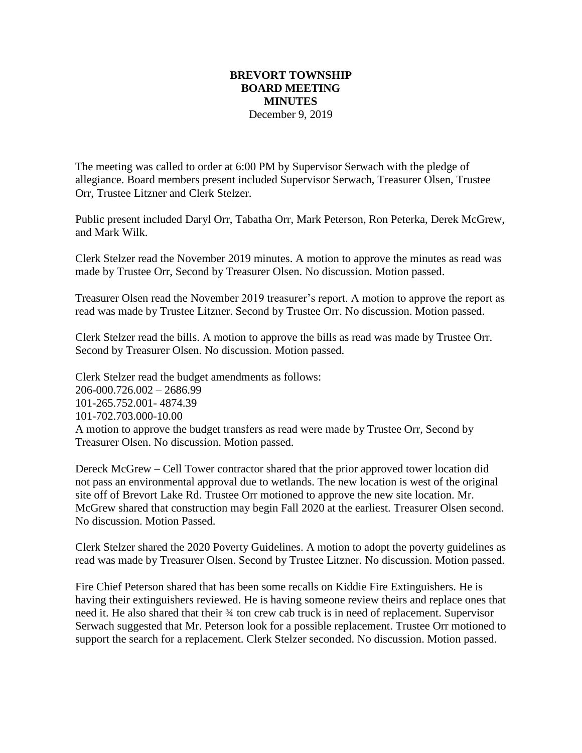**BREVORT TOWNSHIP**
**BOARD MEETING**
**MINUTES**
December 9, 2019

The meeting was called to order at 6:00 PM by Supervisor Serwach with the pledge of allegiance. Board members present included Supervisor Serwach, Treasurer Olsen, Trustee Orr, Trustee Litzner and Clerk Stelzer.

Public present included Daryl Orr, Tabatha Orr, Mark Peterson, Ron Peterka, Derek McGrew, and Mark Wilk.

Clerk Stelzer read the November 2019 minutes. A motion to approve the minutes as read was made by Trustee Orr, Second by Treasurer Olsen. No discussion. Motion passed.

Treasurer Olsen read the November 2019 treasurer's report. A motion to approve the report as read was made by Trustee Litzner. Second by Trustee Orr. No discussion. Motion passed.

Clerk Stelzer read the bills. A motion to approve the bills as read was made by Trustee Orr. Second by Treasurer Olsen. No discussion. Motion passed.

Clerk Stelzer read the budget amendments as follows:
206-000.726.002 – 2686.99
101-265.752.001- 4874.39
101-702.703.000-10.00
A motion to approve the budget transfers as read were made by Trustee Orr, Second by Treasurer Olsen. No discussion. Motion passed.

Dereck McGrew – Cell Tower contractor shared that the prior approved tower location did not pass an environmental approval due to wetlands. The new location is west of the original site off of Brevort Lake Rd. Trustee Orr motioned to approve the new site location. Mr. McGrew shared that construction may begin Fall 2020 at the earliest. Treasurer Olsen second. No discussion. Motion Passed.

Clerk Stelzer shared the 2020 Poverty Guidelines. A motion to adopt the poverty guidelines as read was made by Treasurer Olsen. Second by Trustee Litzner. No discussion. Motion passed.

Fire Chief Peterson shared that has been some recalls on Kiddie Fire Extinguishers. He is having their extinguishers reviewed. He is having someone review theirs and replace ones that need it. He also shared that their ¾ ton crew cab truck is in need of replacement. Supervisor Serwach suggested that Mr. Peterson look for a possible replacement. Trustee Orr motioned to support the search for a replacement. Clerk Stelzer seconded. No discussion. Motion passed.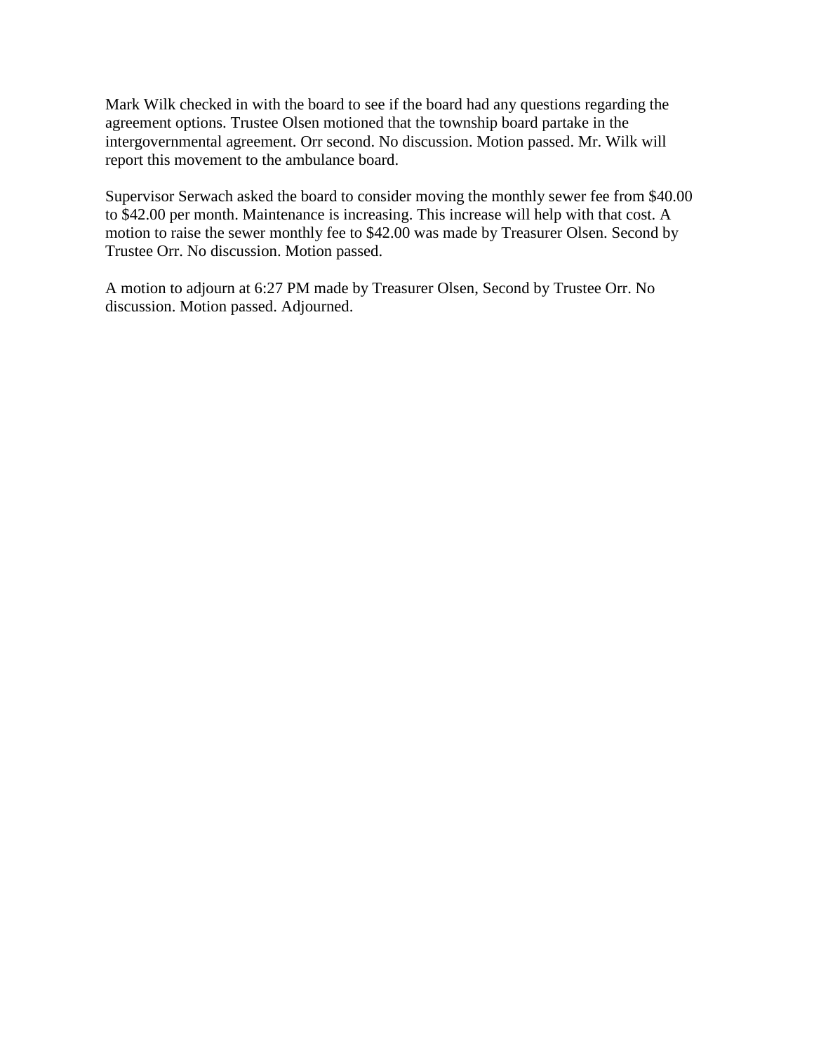Mark Wilk checked in with the board to see if the board had any questions regarding the agreement options. Trustee Olsen motioned that the township board partake in the intergovernmental agreement. Orr second. No discussion. Motion passed. Mr. Wilk will report this movement to the ambulance board.

Supervisor Serwach asked the board to consider moving the monthly sewer fee from $40.00 to $42.00 per month. Maintenance is increasing. This increase will help with that cost. A motion to raise the sewer monthly fee to $42.00 was made by Treasurer Olsen. Second by Trustee Orr. No discussion. Motion passed.

A motion to adjourn at 6:27 PM made by Treasurer Olsen, Second by Trustee Orr. No discussion. Motion passed. Adjourned.